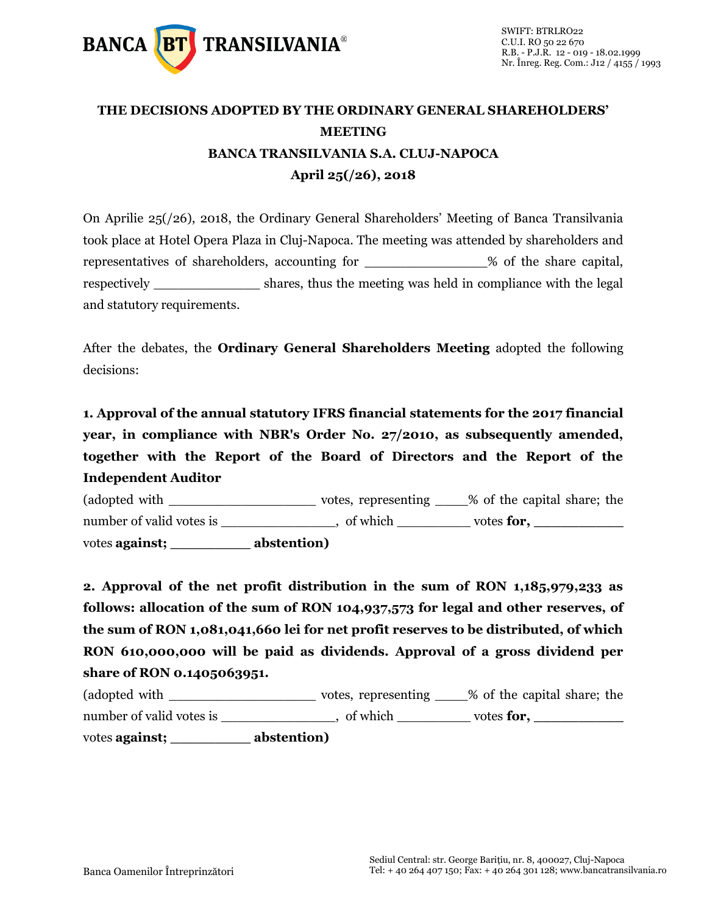# THE DECISIONS ADOPTED BY THE ORDINARY GENERAL SHAREHOLDERS' MEETING

## BANCA TRANSILVANIA S.A. CLUJ-NAPOCA

## April 25(/26), 2018

On Aprilie 25(/26), 2018, the Ordinary General Shareholders' Meeting of Banca Transilvania took place at Hotel Opera Plaza in Cluj-Napoca. The meeting was attended by shareholders and representatives of shareholders, accounting for _______________% of the share capital, respectively _____________ shares, thus the meeting was held in compliance with the legal and statutory requirements.

After the debates, the **Ordinary General Shareholders Meeting** adopted the following decisions:

**1. Approval of the annual statutory IFRS financial statements for the 2017 financial year, in compliance with NBR's Order No. 27/2010, as subsequently amended, together with the Report of the Board of Directors and the Report of the Independent Auditor**

(adopted with __________________ votes, representing ____% of the capital share; the number of valid votes is ______________, of which _________ votes **for,** ___________ votes **against;** _________ **abstention)**

**2. Approval of the net profit distribution in the sum of RON 1,185,979,233 as follows: allocation of the sum of RON 104,937,573 for legal and other reserves, of the sum of RON 1,081,041,660 lei for net profit reserves to be distributed, of which RON 610,000,000 will be paid as dividends. Approval of a gross dividend per share of RON 0.1405063951.**

(adopted with __________________ votes, representing ____% of the capital share; the number of valid votes is ______________, of which _________ votes **for,** ___________ votes **against;** _________ **abstention)**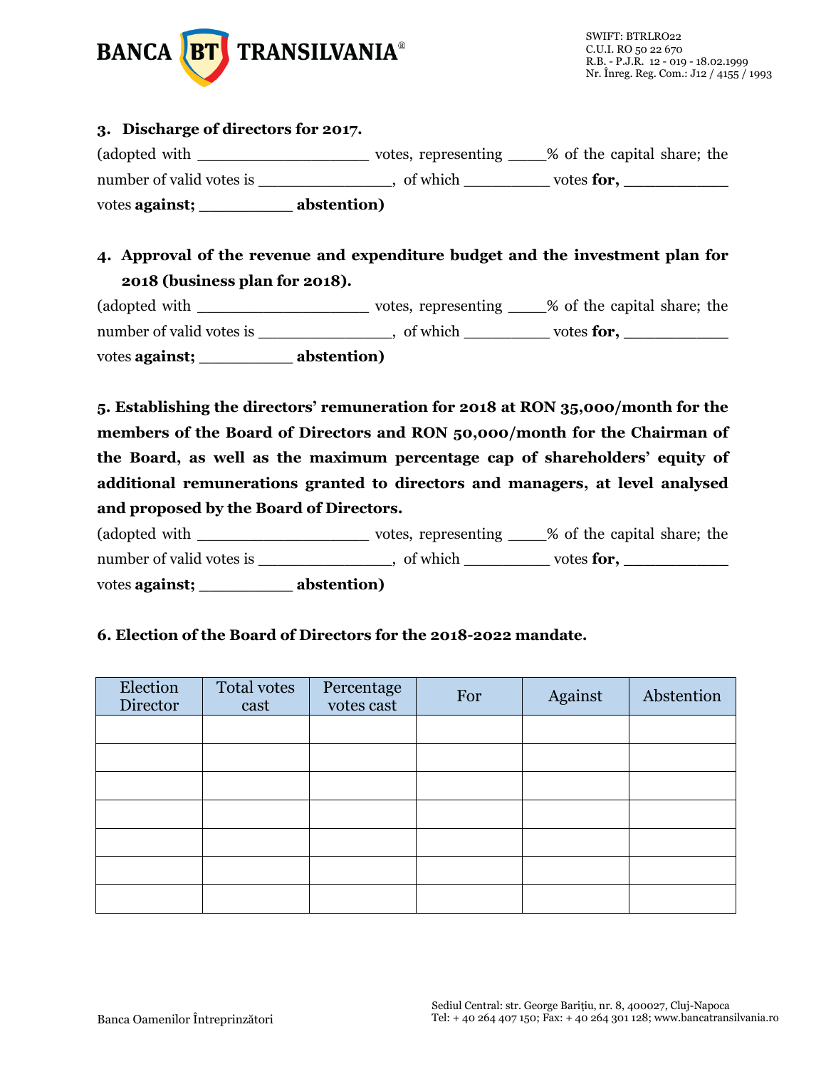**3. Discharge of directors for 2017.**

(adopted with __________________ votes, representing ____% of the capital share; the number of valid votes is _______________, of which _________ votes **for,** ___________ votes **against;** __________ **abstention)**

**4. Approval of the revenue and expenditure budget and the investment plan for 2018 (business plan for 2018).**

(adopted with __________________ votes, representing ____% of the capital share; the number of valid votes is _______________, of which _________ votes **for,** ___________ votes **against;** __________ **abstention)**

**5. Establishing the directors' remuneration for 2018 at RON 35,000/month for the members of the Board of Directors and RON 50,000/month for the Chairman of the Board, as well as the maximum percentage cap of shareholders' equity of additional remunerations granted to directors and managers, at level analysed and proposed by the Board of Directors.**

(adopted with __________________ votes, representing ____% of the capital share; the number of valid votes is _______________, of which _________ votes **for,** ___________ votes **against;** __________ **abstention)**

**6. Election of the Board of Directors for the 2018-2022 mandate.**

| Election Director | Total votes cast | Percentage votes cast | For | Against | Abstention |
|---|---|---|---|---|---|
| | | | | | |
| | | | | | |
| | | | | | |
| | | | | | |
| | | | | | |
| | | | | | |
| | | | | | |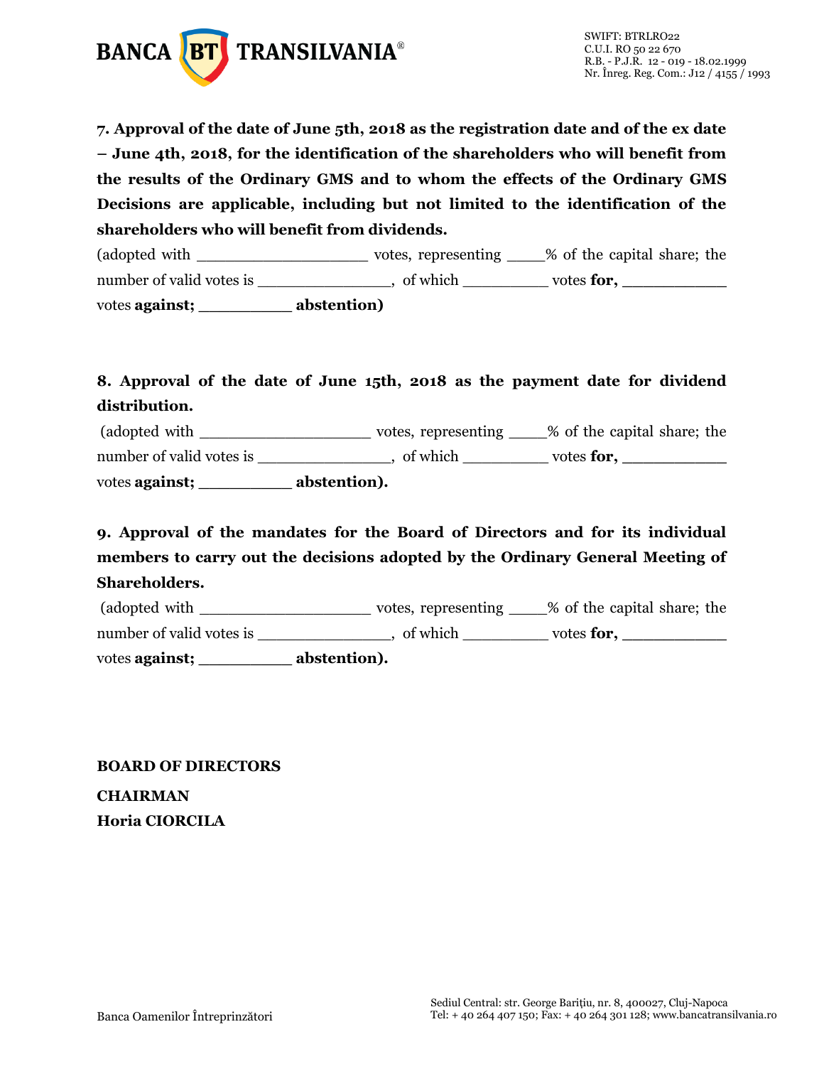**7. Approval of the date of June 5th, 2018 as the registration date and of the ex date – June 4th, 2018, for the identification of the shareholders who will benefit from the results of the Ordinary GMS and to whom the effects of the Ordinary GMS Decisions are applicable, including but not limited to the identification of the shareholders who will benefit from dividends.**

(adopted with ___________________ votes, representing ____% of the capital share; the number of valid votes is _______________, of which _________ votes **for, ___________** votes **against; __________ abstention)**

**8. Approval of the date of June 15th, 2018 as the payment date for dividend distribution.**

(adopted with ___________________ votes, representing ____% of the capital share; the number of valid votes is _______________, of which _________ votes **for, ___________** votes **against; __________ abstention).**

**9. Approval of the mandates for the Board of Directors and for its individual members to carry out the decisions adopted by the Ordinary General Meeting of Shareholders.**

(adopted with ___________________ votes, representing ____% of the capital share; the number of valid votes is _______________, of which _________ votes **for, ___________** votes **against; __________ abstention).**

**BOARD OF DIRECTORS**

**CHAIRMAN**

**Horia CIORCILA**